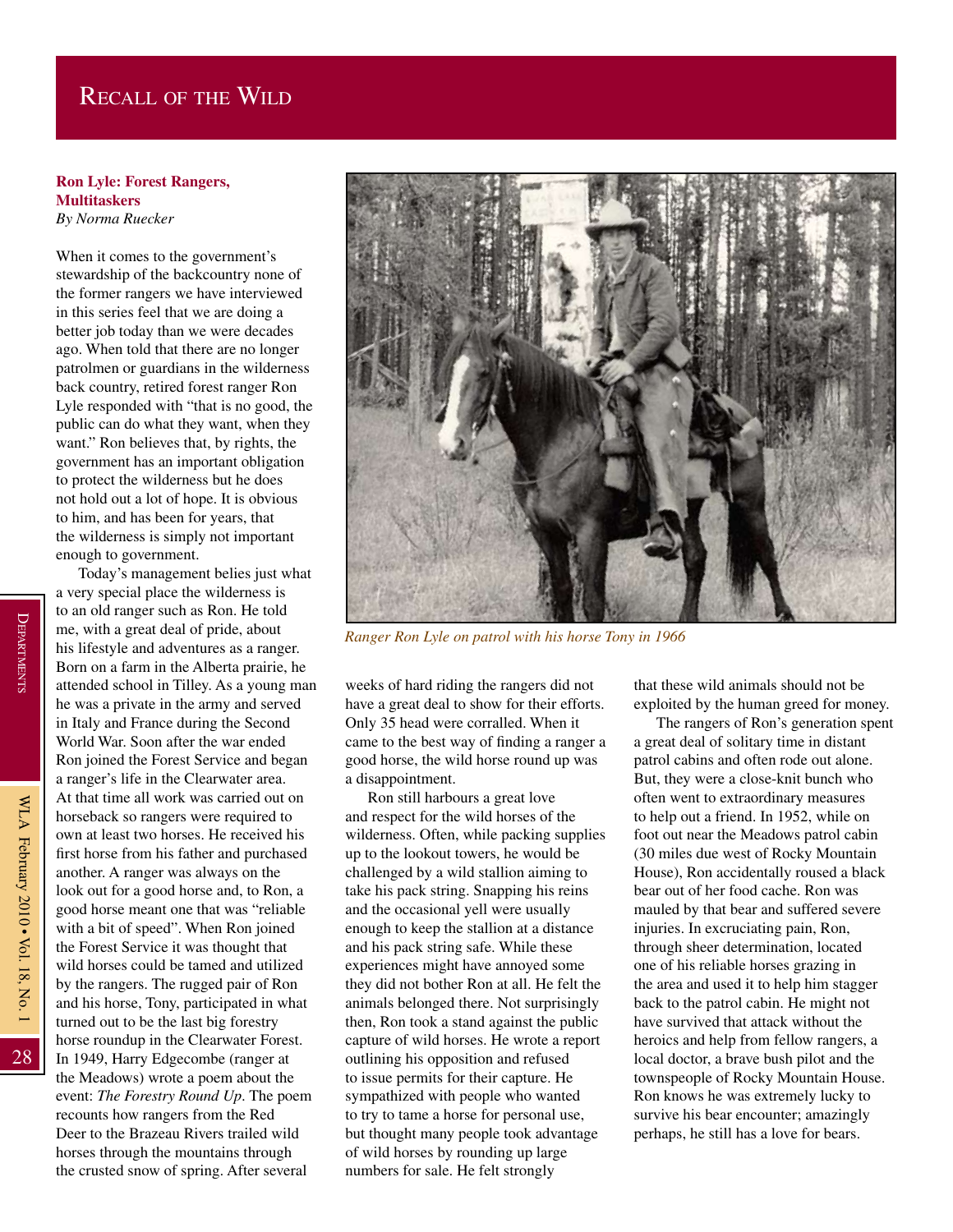## Ron Lyle: Forest Rangers, Multitaskers

*By Norma Ruecker*

When it comes to the government's stewardship of the backcountry none of the former rangers we have interviewed in this series feel that we are doing a better job today than we were decades ago. When told that there are no longer patrolmen or guardians in the wilderness back country, retired forest ranger Ron Lyle responded with "that is no good, the public can do what they want, when they want." Ron believes that, by rights, the government has an important obligation to protect the wilderness but he does not hold out a lot of hope. It is obvious to him, and has been for years, that the wilderness is simply not important enough to government.

Today's management belies just what a very special place the wilderness is to an old ranger such as Ron. He told me, with a great deal of pride, about his lifestyle and adventures as a ranger. Born on a farm in the Alberta prairie, he attended school in Tilley. As a young man he was a private in the army and served in Italy and France during the Second World War. Soon after the war ended Ron joined the Forest Service and began a ranger's life in the Clearwater area. At that time all work was carried out on horseback so rangers were required to own at least two horses. He received his first horse from his father and purchased another. A ranger was always on the look out for a good horse and, to Ron, a good horse meant one that was "reliable with a bit of speed". When Ron joined the Forest Service it was thought that wild horses could be tamed and utilized by the rangers. The rugged pair of Ron and his horse, Tony, participated in what turned out to be the last big forestry horse roundup in the Clearwater Forest. In 1949, Harry Edgecombe (ranger at the Meadows) wrote a poem about the event: *The Forestry Round Up*. The poem recounts how rangers from the Red Deer to the Brazeau Rivers trailed wild horses through the mountains through the crusted snow of spring. After several weeks of hard riding the rangers did not have a great deal to show for their efforts. Only 35 head were corralled. When it came to the best way of finding a ranger a good horse, the wild horse round up was a disappointment.

*Ranger Ron Lyle on patrol with his horse Tony in 1966*

Ron still harbours a great love and respect for the wild horses of the wilderness. Often, while packing supplies up to the lookout towers, he would be challenged by a wild stallion aiming to take his pack string. Snapping his reins and the occasional yell were usually enough to keep the stallion at a distance and his pack string safe. While these experiences might have annoyed some they did not bother Ron at all. He felt the animals belonged there. Not surprisingly then, Ron took a stand against the public capture of wild horses. He wrote a report outlining his opposition and refused to issue permits for their capture. He sympathized with people who wanted to try to tame a horse for personal use, but thought many people took advantage of wild horses by rounding up large numbers for sale. He felt strongly that these wild animals should not be exploited by the human greed for money.

The rangers of Ron's generation spent a great deal of solitary time in distant patrol cabins and often rode out alone. But, they were a close-knit bunch who often went to extraordinary measures to help out a friend. In 1952, while on foot out near the Meadows patrol cabin (30 miles due west of Rocky Mountain House), Ron accidentally roused a black bear out of her food cache. Ron was mauled by that bear and suffered severe injuries. In excruciating pain, Ron, through sheer determination, located one of his reliable horses grazing in the area and used it to help him stagger back to the patrol cabin. He might not have survived that attack without the heroics and help from fellow rangers, a local doctor, a brave bush pilot and the townspeople of Rocky Mountain House. Ron knows he was extremely lucky to survive his bear encounter; amazingly perhaps, he still has a love for bears.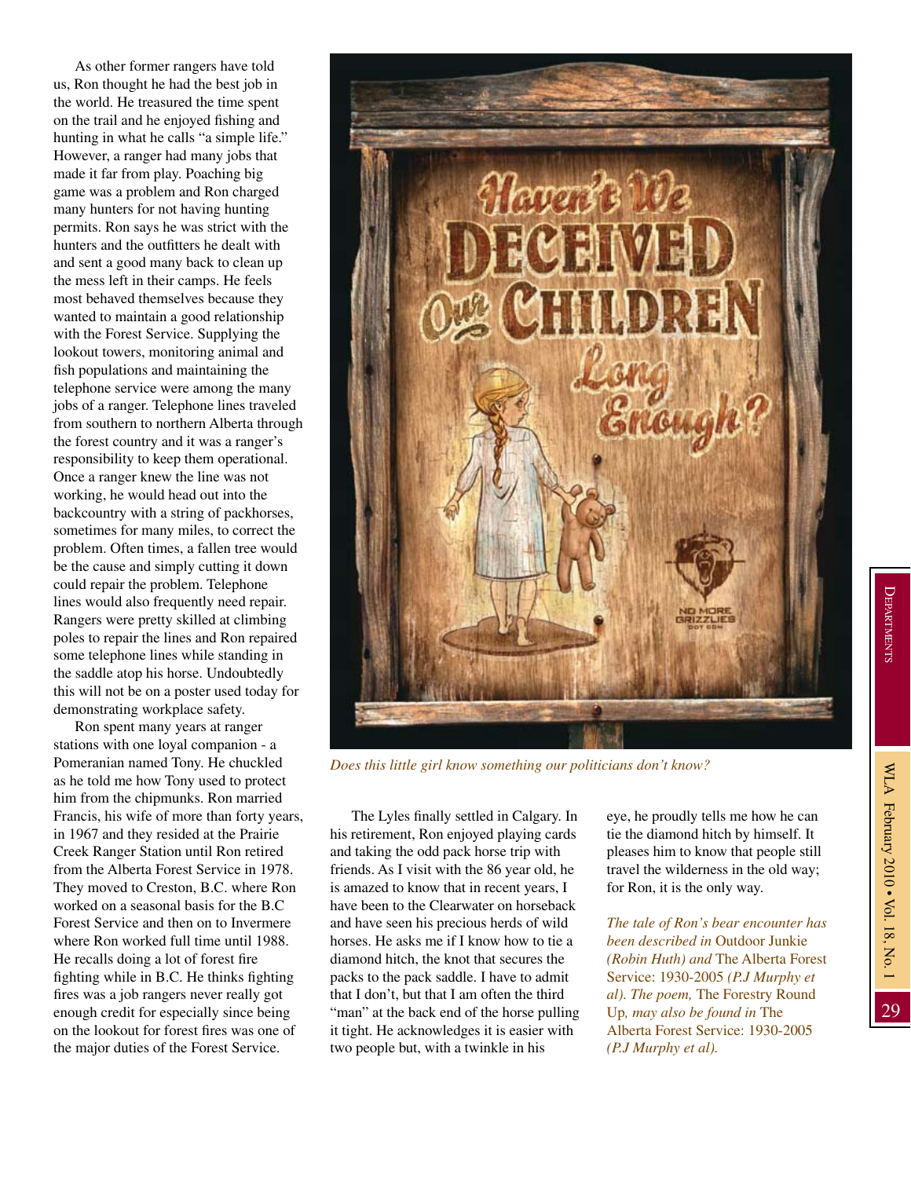As other former rangers have told us, Ron thought he had the best job in the world. He treasured the time spent on the trail and he enjoyed fishing and hunting in what he calls "a simple life." However, a ranger had many jobs that made it far from play. Poaching big game was a problem and Ron charged many hunters for not having hunting permits. Ron says he was strict with the hunters and the outfitters he dealt with and sent a good many back to clean up the mess left in their camps. He feels most behaved themselves because they wanted to maintain a good relationship with the Forest Service. Supplying the lookout towers, monitoring animal and fish populations and maintaining the telephone service were among the many jobs of a ranger. Telephone lines traveled from southern to northern Alberta through the forest country and it was a ranger's responsibility to keep them operational. Once a ranger knew the line was not working, he would head out into the backcountry with a string of packhorses, sometimes for many miles, to correct the problem. Often times, a fallen tree would be the cause and simply cutting it down could repair the problem. Telephone lines would also frequently need repair. Rangers were pretty skilled at climbing poles to repair the lines and Ron repaired some telephone lines while standing in the saddle atop his horse. Undoubtedly this will not be on a poster used today for demonstrating workplace safety.

Ron spent many years at ranger stations with one loyal companion - a Pomeranian named Tony. He chuckled as he told me how Tony used to protect him from the chipmunks. Ron married Francis, his wife of more than forty years, in 1967 and they resided at the Prairie Creek Ranger Station until Ron retired from the Alberta Forest Service in 1978. They moved to Creston, B.C. where Ron worked on a seasonal basis for the B.C Forest Service and then on to Invermere where Ron worked full time until 1988. He recalls doing a lot of forest fire fighting while in B.C. He thinks fighting fires was a job rangers never really got enough credit for especially since being on the lookout for forest fires was one of the major duties of the Forest Service.

*Does this little girl know something our politicians don't know?*

The Lyles finally settled in Calgary. In his retirement, Ron enjoyed playing cards and taking the odd pack horse trip with friends. As I visit with the 86 year old, he is amazed to know that in recent years, I have been to the Clearwater on horseback and have seen his precious herds of wild horses. He asks me if I know how to tie a diamond hitch, the knot that secures the packs to the pack saddle. I have to admit that I don't, but that I am often the third "man" at the back end of the horse pulling it tight. He acknowledges it is easier with two people but, with a twinkle in his eye, he proudly tells me how he can tie the diamond hitch by himself. It pleases him to know that people still travel the wilderness in the old way; for Ron, it is the only way.

*The tale of Ron's bear encounter has been described in* Outdoor Junkie *(Robin Huth) and* The Alberta Forest Service: 1930-2005 *(P.J Murphy et al). The poem,* The Forestry Round Up, *may also be found in* The Alberta Forest Service: 1930-2005 *(P.J Murphy et al).*